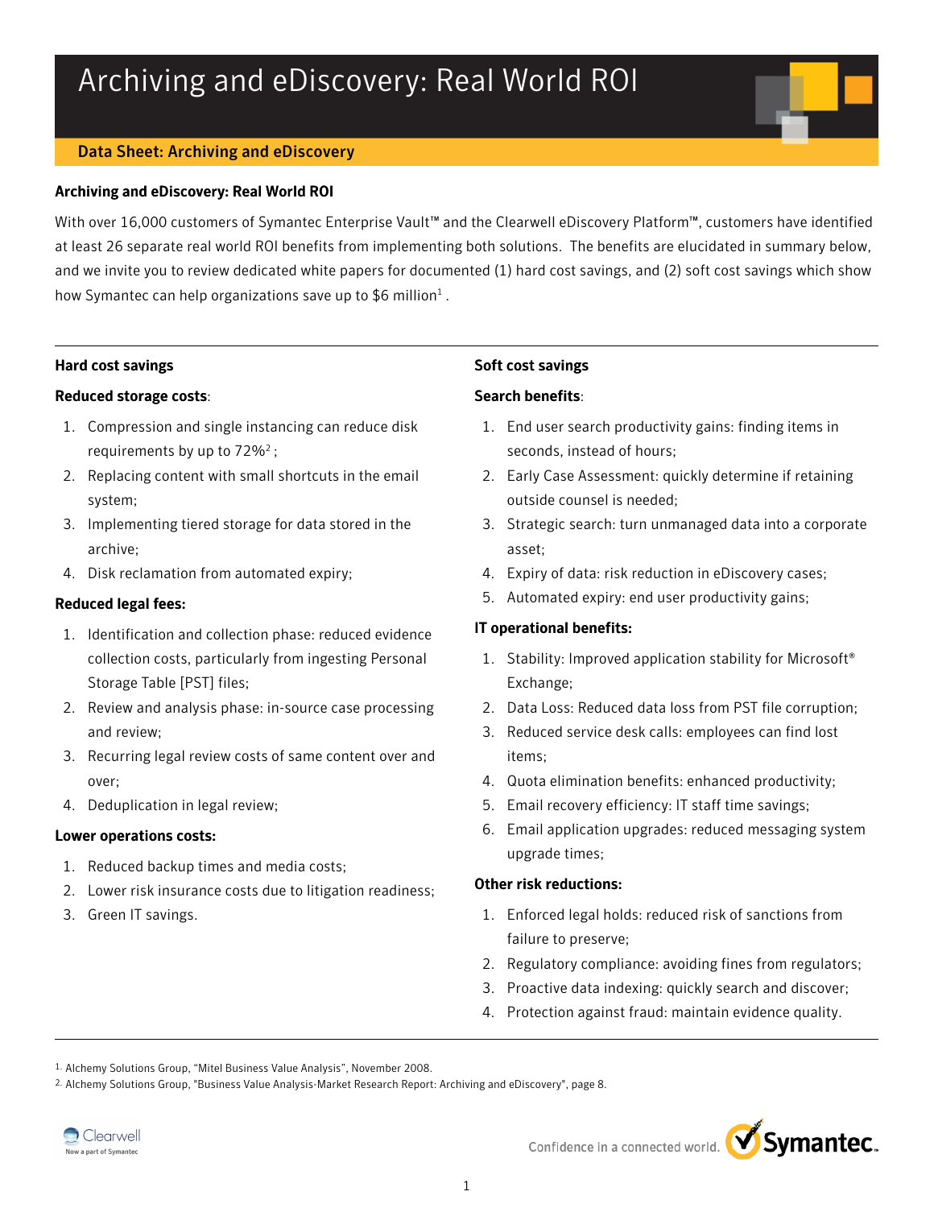# Archiving and eDiscovery: Real World ROI

**Data Sheet: Archiving and eDiscovery**

## Archiving and eDiscovery: Real World ROI

With over 16,000 customers of Symantec Enterprise Vault™ and the Clearwell eDiscovery Platform™, customers have identified at least 26 separate real world ROI benefits from implementing both solutions. The benefits are elucidated in summary below, and we invite you to review dedicated white papers for documented (1) hard cost savings, and (2) soft cost savings which show how Symantec can help organizations save up to $6 million[1] .

### Hard cost savings

**Reduced storage costs**:

1. Compression and single instancing can reduce disk requirements by up to 72%[2] ;
2. Replacing content with small shortcuts in the email system;
3. Implementing tiered storage for data stored in the archive;
4. Disk reclamation from automated expiry;

**Reduced legal fees:**

1. Identification and collection phase: reduced evidence collection costs, particularly from ingesting Personal Storage Table [PST] files;
2. Review and analysis phase: in-source case processing and review;
3. Recurring legal review costs of same content over and over;
4. Deduplication in legal review;

**Lower operations costs:**

1. Reduced backup times and media costs;
2. Lower risk insurance costs due to litigation readiness;
3. Green IT savings.

### Soft cost savings

**Search benefits**:

1. End user search productivity gains: finding items in seconds, instead of hours;
2. Early Case Assessment: quickly determine if retaining outside counsel is needed;
3. Strategic search: turn unmanaged data into a corporate asset;
4. Expiry of data: risk reduction in eDiscovery cases;
5. Automated expiry: end user productivity gains;

**IT operational benefits:**

1. Stability: Improved application stability for Microsoft® Exchange;
2. Data Loss: Reduced data loss from PST file corruption;
3. Reduced service desk calls: employees can find lost items;
4. Quota elimination benefits: enhanced productivity;
5. Email recovery efficiency: IT staff time savings;
6. Email application upgrades: reduced messaging system upgrade times;

**Other risk reductions:**

1. Enforced legal holds: reduced risk of sanctions from failure to preserve;
2. Regulatory compliance: avoiding fines from regulators;
3. Proactive data indexing: quickly search and discover;
4. Protection against fraud: maintain evidence quality.

---

1. Alchemy Solutions Group, "Mitel Business Value Analysis", November 2008.
2. Alchemy Solutions Group, "Business Value Analysis-Market Research Report: Archiving and eDiscovery", page 8.

Clearwell — Now a part of Symantec

Confidence in a connected world. Symantec.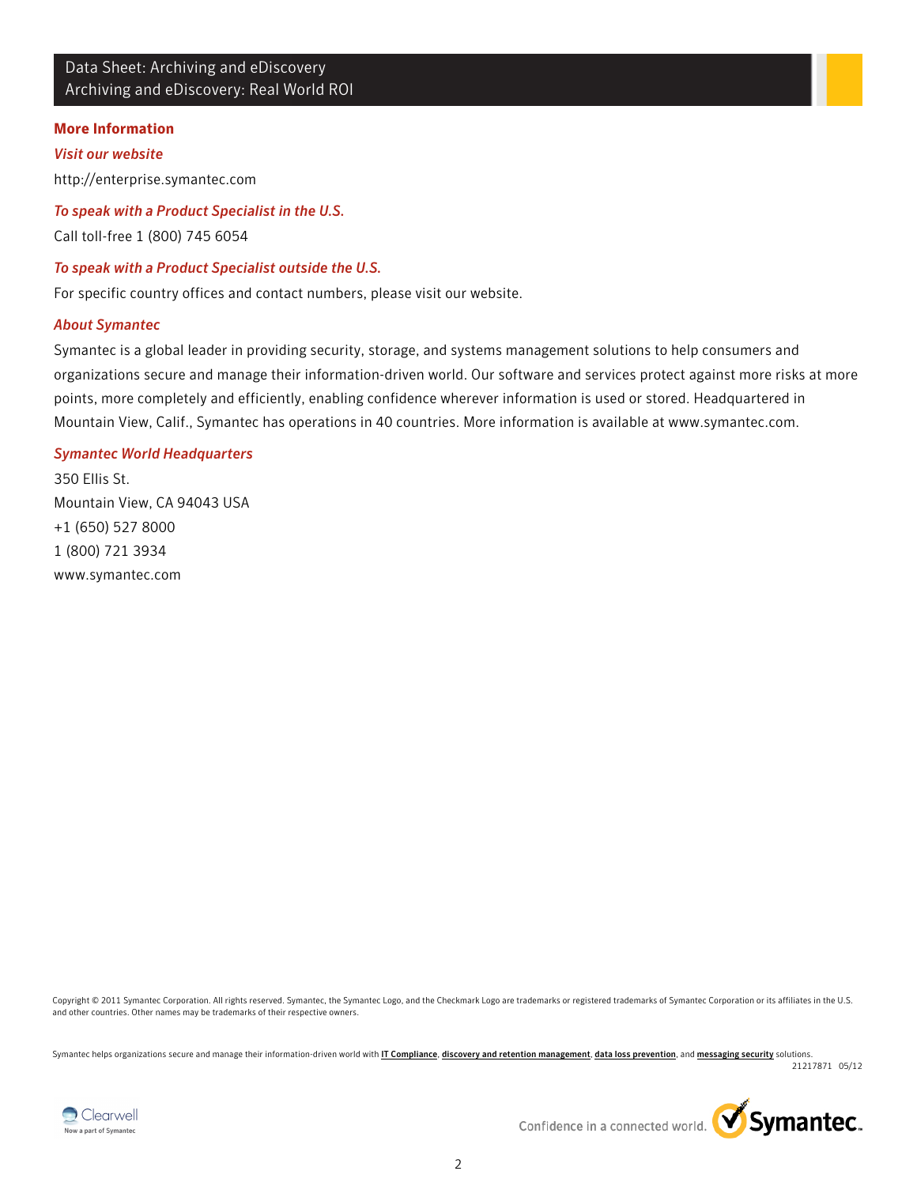## More Information

### *Visit our website*

http://enterprise.symantec.com

### *To speak with a Product Specialist in the U.S.*

Call toll-free 1 (800) 745 6054

### *To speak with a Product Specialist outside the U.S.*

For specific country offices and contact numbers, please visit our website.

### *About Symantec*

Symantec is a global leader in providing security, storage, and systems management solutions to help consumers and organizations secure and manage their information-driven world. Our software and services protect against more risks at more points, more completely and efficiently, enabling confidence wherever information is used or stored. Headquartered in Mountain View, Calif., Symantec has operations in 40 countries. More information is available at www.symantec.com.

### *Symantec World Headquarters*

350 Ellis St.
Mountain View, CA 94043 USA
+1 (650) 527 8000
1 (800) 721 3934
www.symantec.com

Copyright © 2011 Symantec Corporation. All rights reserved. Symantec, the Symantec Logo, and the Checkmark Logo are trademarks or registered trademarks of Symantec Corporation or its affiliates in the U.S. and other countries. Other names may be trademarks of their respective owners.

Symantec helps organizations secure and manage their information-driven world with **IT Compliance**, **discovery and retention management**, **data loss prevention**, and **messaging security** solutions.
21217871 05/12

Clearwell
Now a part of Symantec

Confidence in a connected world. Symantec.